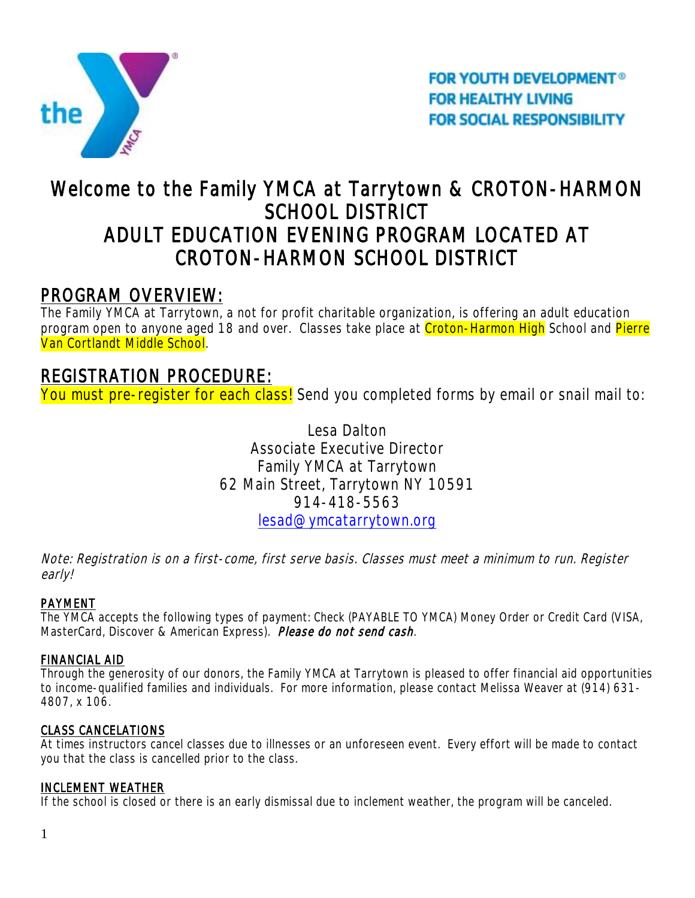FOR YOUTH DEVELOPMENT®
FOR HEALTHY LIVING
FOR SOCIAL RESPONSIBILITY

# Welcome to the Family YMCA at Tarrytown & CROTON-HARMON SCHOOL DISTRICT
# ADULT EDUCATION EVENING PROGRAM LOCATED AT CROTON-HARMON SCHOOL DISTRICT

## PROGRAM OVERVIEW:

The Family YMCA at Tarrytown, a not for profit charitable organization, is offering an adult education program open to anyone aged 18 and over. Classes take place at Croton-Harmon High School and Pierre Van Cortlandt Middle School.

## REGISTRATION PROCEDURE:

You must pre-register for each class! Send you completed forms by email or snail mail to:

Lesa Dalton
Associate Executive Director
Family YMCA at Tarrytown
62 Main Street, Tarrytown NY 10591
914-418-5563
lesad@ymcatarrytown.org

*Note: Registration is on a first-come, first serve basis. Classes must meet a minimum to run. Register early!*

### PAYMENT

The YMCA accepts the following types of payment: Check (PAYABLE TO YMCA) Money Order or Credit Card (VISA, MasterCard, Discover & American Express). *Please do not send cash*.

### FINANCIAL AID

Through the generosity of our donors, the Family YMCA at Tarrytown is pleased to offer financial aid opportunities to income-qualified families and individuals. For more information, please contact Melissa Weaver at (914) 631-4807, x 106.

### CLASS CANCELATIONS

At times instructors cancel classes due to illnesses or an unforeseen event. Every effort will be made to contact you that the class is cancelled prior to the class.

### INCLEMENT WEATHER

If the school is closed or there is an early dismissal due to inclement weather, the program will be canceled.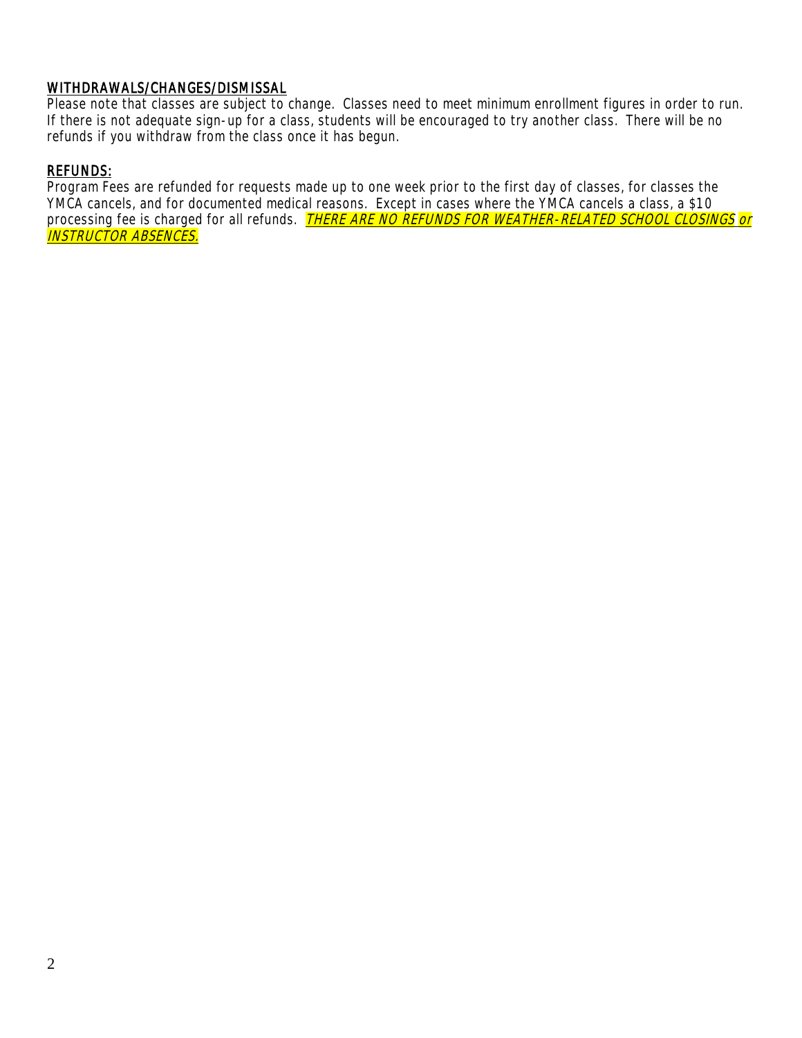## WITHDRAWALS/CHANGES/DISMISSAL

Please note that classes are subject to change. Classes need to meet minimum enrollment figures in order to run. If there is not adequate sign-up for a class, students will be encouraged to try another class. There will be no refunds if you withdraw from the class once it has begun.

## REFUNDS:

Program Fees are refunded for requests made up to one week prior to the first day of classes, for classes the YMCA cancels, and for documented medical reasons. Except in cases where the YMCA cancels a class, a $10 processing fee is charged for all refunds. ***THERE ARE NO REFUNDS FOR WEATHER-RELATED SCHOOL CLOSINGS or INSTRUCTOR ABSENCES.***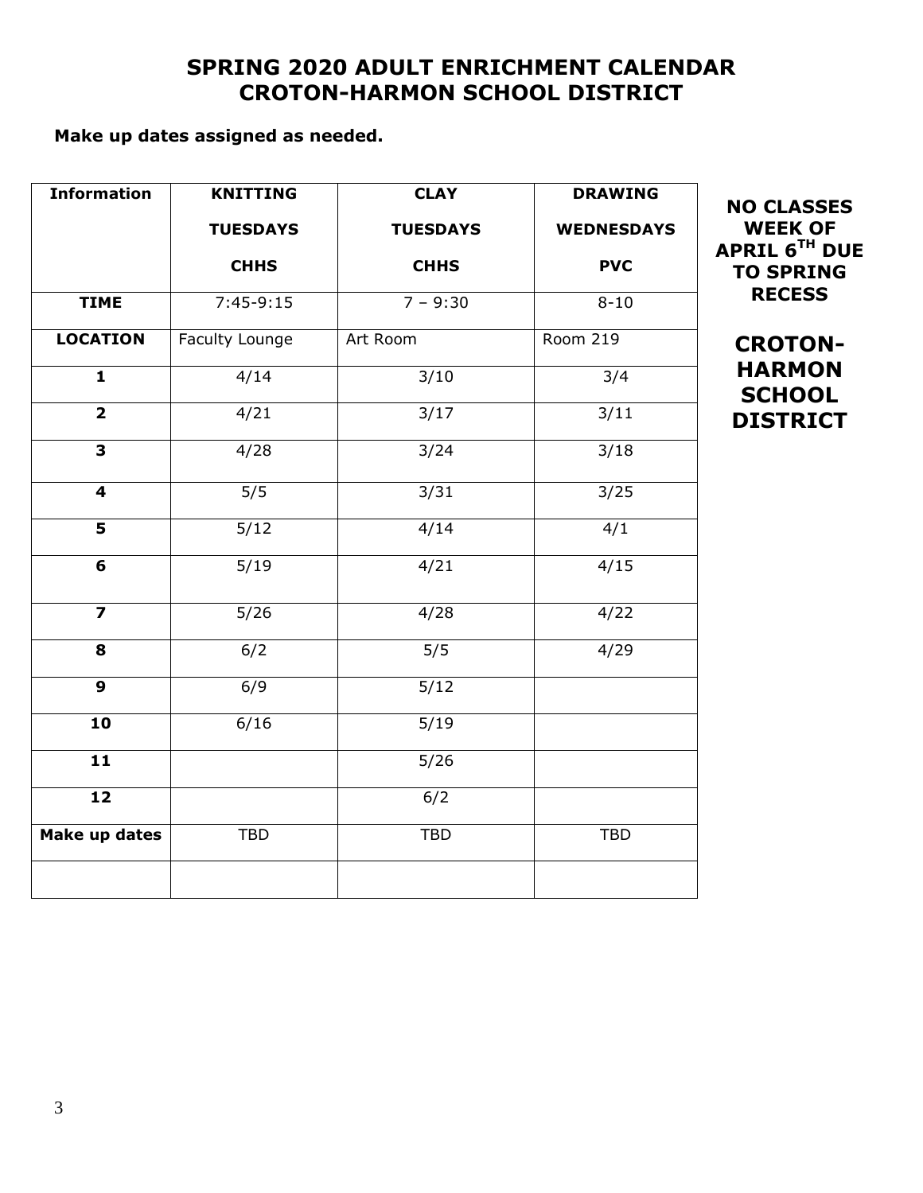# SPRING 2020 ADULT ENRICHMENT CALENDAR
# CROTON-HARMON SCHOOL DISTRICT

**Make up dates assigned as needed.**

| Information | KNITTING<br>TUESDAYS<br>CHHS | CLAY<br>TUESDAYS<br>CHHS | DRAWING<br>WEDNESDAYS<br>PVC |
|---|---|---|---|
| **TIME** | 7:45-9:15 | 7 – 9:30 | 8-10 |
| **LOCATION** | Faculty Lounge | Art Room | Room 219 |
| **1** | 4/14 | 3/10 | 3/4 |
| **2** | 4/21 | 3/17 | 3/11 |
| **3** | 4/28 | 3/24 | 3/18 |
| **4** | 5/5 | 3/31 | 3/25 |
| **5** | 5/12 | 4/14 | 4/1 |
| **6** | 5/19 | 4/21 | 4/15 |
| **7** | 5/26 | 4/28 | 4/22 |
| **8** | 6/2 | 5/5 | 4/29 |
| **9** | 6/9 | 5/12 | |
| **10** | 6/16 | 5/19 | |
| **11** | | 5/26 | |
| **12** | | 6/2 | |
| **Make up dates** | TBD | TBD | TBD |
| | | | |

**NO CLASSES WEEK OF APRIL 6TH DUE TO SPRING RECESS**

**CROTON-HARMON SCHOOL DISTRICT**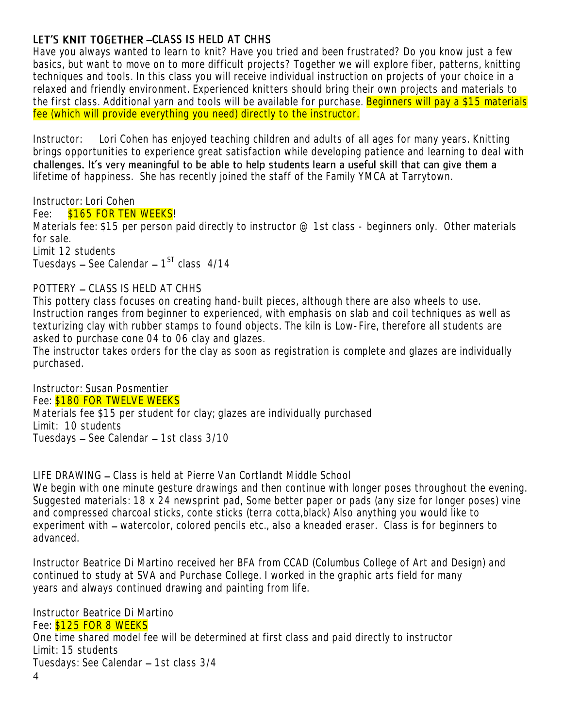## LET'S KNIT TOGETHER –CLASS IS HELD AT CHHS

Have you always wanted to learn to knit? Have you tried and been frustrated? Do you know just a few basics, but want to move on to more difficult projects? Together we will explore fiber, patterns, knitting techniques and tools. In this class you will receive individual instruction on projects of your choice in a relaxed and friendly environment. Experienced knitters should bring their own projects and materials to the first class. Additional yarn and tools will be available for purchase. Beginners will pay a $15 materials fee (which will provide everything you need) directly to the instructor.

Instructor: Lori Cohen has enjoyed teaching children and adults of all ages for many years. Knitting brings opportunities to experience great satisfaction while developing patience and learning to deal with challenges. It's very meaningful to be able to help students learn a useful skill that can give them a lifetime of happiness. She has recently joined the staff of the Family YMCA at Tarrytown.

Instructor: Lori Cohen
Fee: $165 FOR TEN WEEKS!
Materials fee: $15 per person paid directly to instructor @ 1st class - beginners only. Other materials for sale.
Limit 12 students
Tuesdays – See Calendar – 1ST class 4/14

## POTTERY – CLASS IS HELD AT CHHS

This pottery class focuses on creating hand-built pieces, although there are also wheels to use. Instruction ranges from beginner to experienced, with emphasis on slab and coil techniques as well as texturizing clay with rubber stamps to found objects. The kiln is Low-Fire, therefore all students are asked to purchase cone 04 to 06 clay and glazes.
The instructor takes orders for the clay as soon as registration is complete and glazes are individually purchased.

Instructor: Susan Posmentier
Fee: $180 FOR TWELVE WEEKS
Materials fee $15 per student for clay; glazes are individually purchased
Limit: 10 students
Tuesdays – See Calendar – 1st class 3/10

## LIFE DRAWING – Class is held at Pierre Van Cortlandt Middle School

We begin with one minute gesture drawings and then continue with longer poses throughout the evening. Suggested materials: 18 x 24 newsprint pad, Some better paper or pads (any size for longer poses) vine and compressed charcoal sticks, conte sticks (terra cotta,black) Also anything you would like to experiment with – watercolor, colored pencils etc., also a kneaded eraser. Class is for beginners to advanced.

Instructor Beatrice Di Martino received her BFA from CCAD (Columbus College of Art and Design) and continued to study at SVA and Purchase College. I worked in the graphic arts field for many years and always continued drawing and painting from life.

Instructor Beatrice Di Martino
Fee: $125 FOR 8 WEEKS
One time shared model fee will be determined at first class and paid directly to instructor
Limit: 15 students
Tuesdays: See Calendar – 1st class 3/4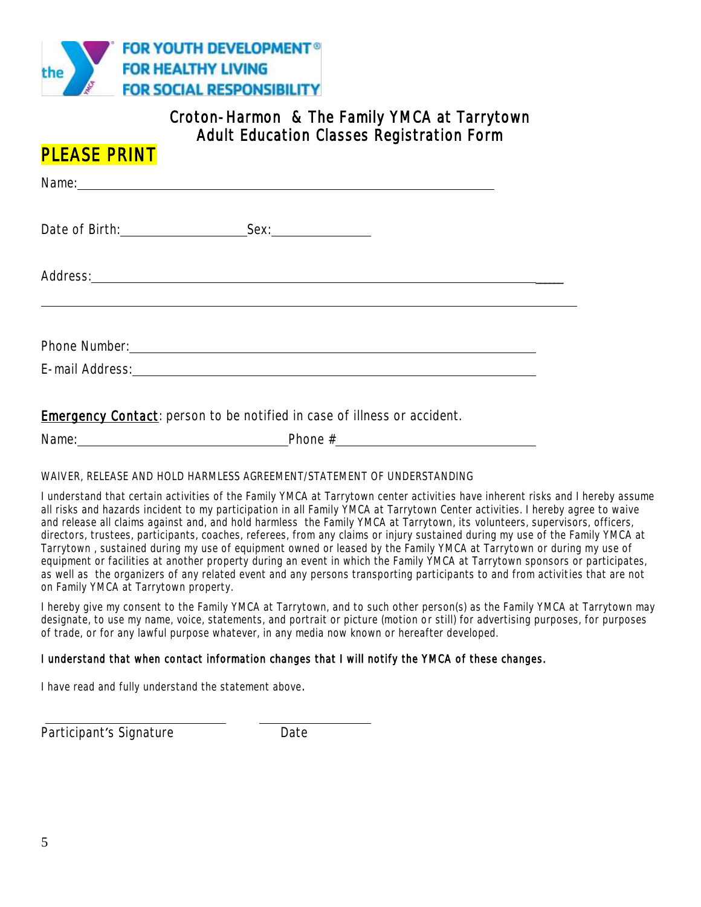FOR YOUTH DEVELOPMENT®
FOR HEALTHY LIVING
FOR SOCIAL RESPONSIBILITY

## Croton-Harmon & The Family YMCA at Tarrytown
## Adult Education Classes Registration Form

**PLEASE PRINT**

Name: ______________________________________________

Date of Birth: ______________ Sex: ____________

Address: ______________________________________________

______________________________________________

Phone Number: ______________________________________________

E-mail Address: ______________________________________________

**Emergency Contact**: person to be notified in case of illness or accident.

Name: ________________________ Phone # ______________________

WAIVER, RELEASE AND HOLD HARMLESS AGREEMENT/STATEMENT OF UNDERSTANDING

I understand that certain activities of the Family YMCA at Tarrytown center activities have inherent risks and I hereby assume all risks and hazards incident to my participation in all Family YMCA at Tarrytown Center activities. I hereby agree to waive and release all claims against and, and hold harmless the Family YMCA at Tarrytown, its volunteers, supervisors, officers, directors, trustees, participants, coaches, referees, from any claims or injury sustained during my use of the Family YMCA at Tarrytown , sustained during my use of equipment owned or leased by the Family YMCA at Tarrytown or during my use of equipment or facilities at another property during an event in which the Family YMCA at Tarrytown sponsors or participates, as well as the organizers of any related event and any persons transporting participants to and from activities that are not on Family YMCA at Tarrytown property.

I hereby give my consent to the Family YMCA at Tarrytown, and to such other person(s) as the Family YMCA at Tarrytown may designate, to use my name, voice, statements, and portrait or picture (motion or still) for advertising purposes, for purposes of trade, or for any lawful purpose whatever, in any media now known or hereafter developed.

**I understand that when contact information changes that I will notify the YMCA of these changes.**

I have read and fully understand the statement above.

______________________ ______________

Participant's Signature Date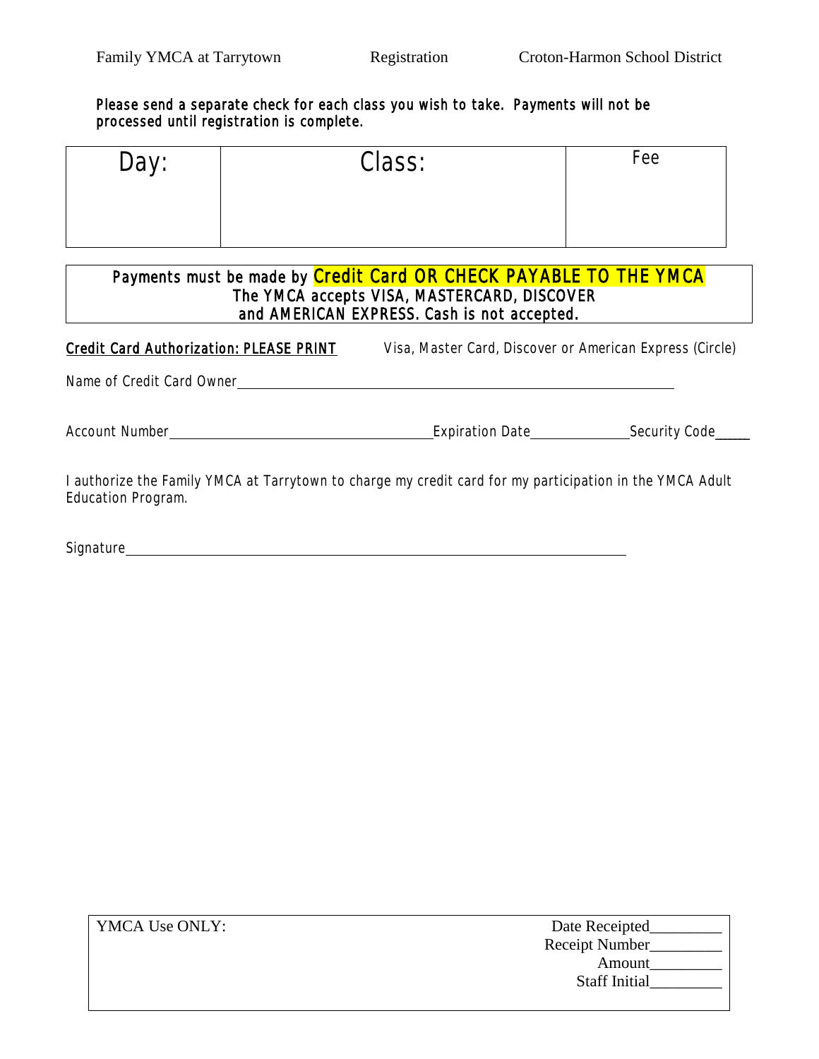Family YMCA at Tarrytown Registration Croton-Harmon School District

Please send a separate check for each class you wish to take. Payments will not be processed until registration is complete.

| Day: | Class: | Fee |
|---|---|---|
| | | |

**Payments must be made by Credit Card OR CHECK PAYABLE TO THE YMCA**
**The YMCA accepts VISA, MASTERCARD, DISCOVER and AMERICAN EXPRESS. Cash is not accepted.**

Credit Card Authorization: PLEASE PRINT Visa, Master Card, Discover or American Express (Circle)

Name of Credit Card Owner________________________________________________

Account Number_____________________________ Expiration Date___________ Security Code____

I authorize the Family YMCA at Tarrytown to charge my credit card for my participation in the YMCA Adult Education Program.

Signature________________________________________________

YMCA Use ONLY:

Date Receipted_________
Receipt Number_________
Amount_________
Staff Initial_________